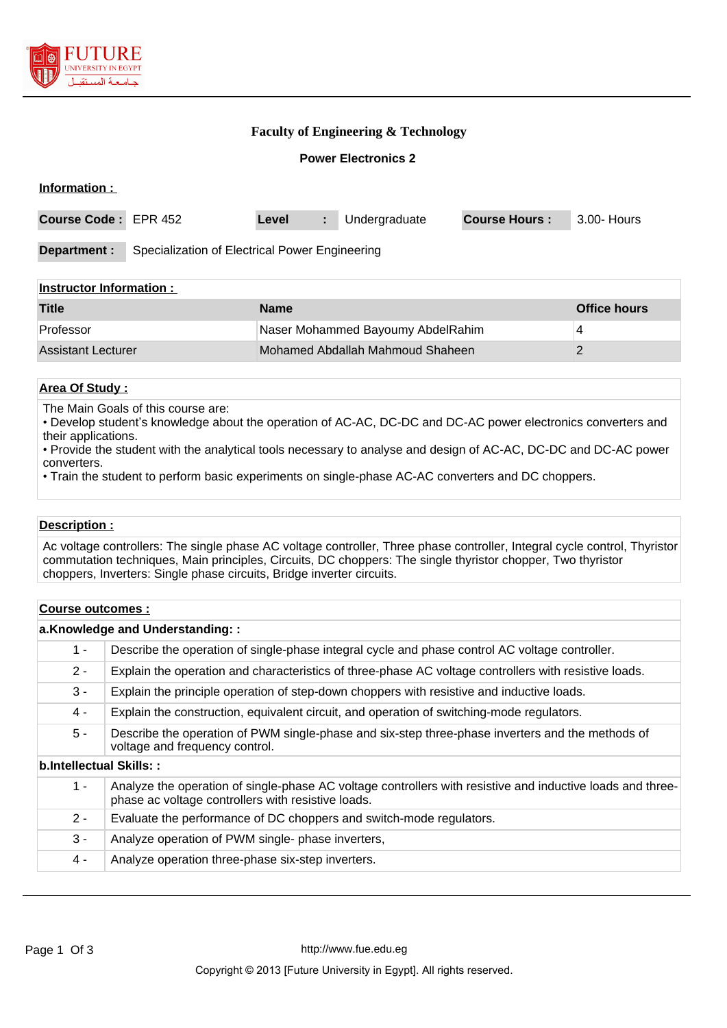## Faculty of Engineering & Technology

### Power Electronics 2

**Information :**

| **Course Code :** | EPR 452 | **Level** | **:** | Undergraduate | **Course Hours :** | 3.00- Hours |
|---|---|---|---|---|---|---|

**Department :** Specialization of Electrical Power Engineering

**Instructor Information :**

| Title | Name | Office hours |
|---|---|---|
| Professor | Naser Mohammed Bayoumy AbdelRahim | 4 |
| Assistant Lecturer | Mohamed Abdallah Mahmoud Shaheen | 2 |

**Area Of Study :**

The Main Goals of this course are:
• Develop student's knowledge about the operation of AC-AC, DC-DC and DC-AC power electronics converters and their applications.
• Provide the student with the analytical tools necessary to analyse and design of AC-AC, DC-DC and DC-AC power converters.
• Train the student to perform basic experiments on single-phase AC-AC converters and DC choppers.

**Description :**

Ac voltage controllers: The single phase AC voltage controller, Three phase controller, Integral cycle control, Thyristor commutation techniques, Main principles, Circuits, DC choppers: The single thyristor chopper, Two thyristor choppers, Inverters: Single phase circuits, Bridge inverter circuits.

**Course outcomes :**

**a.Knowledge and Understanding: :**

| | |
|---|---|
| 1 - | Describe the operation of single-phase integral cycle and phase control AC voltage controller. |
| 2 - | Explain the operation and characteristics of three-phase AC voltage controllers with resistive loads. |
| 3 - | Explain the principle operation of step-down choppers with resistive and inductive loads. |
| 4 - | Explain the construction, equivalent circuit, and operation of switching-mode regulators. |
| 5 - | Describe the operation of PWM single-phase and six-step three-phase inverters and the methods of voltage and frequency control. |

**b.Intellectual Skills: :**

| | |
|---|---|
| 1 - | Analyze the operation of single-phase AC voltage controllers with resistive and inductive loads and three-phase ac voltage controllers with resistive loads. |
| 2 - | Evaluate the performance of DC choppers and switch-mode regulators. |
| 3 - | Analyze operation of PWM single- phase inverters, |
| 4 - | Analyze operation three-phase six-step inverters. |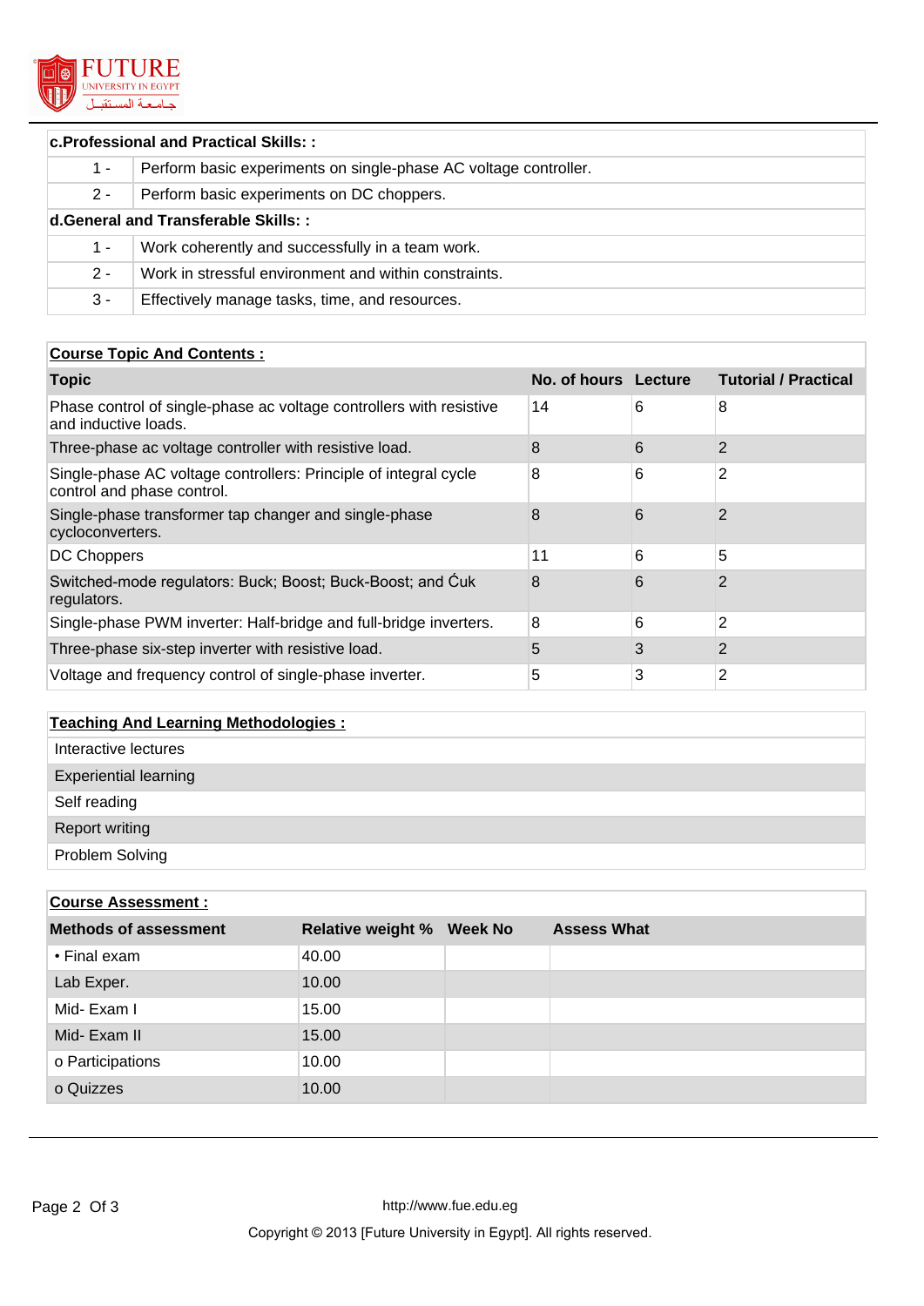| **c.Professional and Practical Skills: :** | |
|---|---|
| 1 - | Perform basic experiments on single-phase AC voltage controller. |
| 2 - | Perform basic experiments on DC choppers. |

| **d.General and Transferable Skills: :** | |
|---|---|
| 1 - | Work coherently and successfully in a team work. |
| 2 - | Work in stressful environment and within constraints. |
| 3 - | Effectively manage tasks, time, and resources. |

**Course Topic And Contents :**

| Topic | No. of hours | Lecture | Tutorial / Practical |
|---|---|---|---|
| Phase control of single-phase ac voltage controllers with resistive and inductive loads. | 14 | 6 | 8 |
| Three-phase ac voltage controller with resistive load. | 8 | 6 | 2 |
| Single-phase AC voltage controllers: Principle of integral cycle control and phase control. | 8 | 6 | 2 |
| Single-phase transformer tap changer and single-phase cycloconverters. | 8 | 6 | 2 |
| DC Choppers | 11 | 6 | 5 |
| Switched-mode regulators: Buck; Boost; Buck-Boost; and Ćuk regulators. | 8 | 6 | 2 |
| Single-phase PWM inverter: Half-bridge and full-bridge inverters. | 8 | 6 | 2 |
| Three-phase six-step inverter with resistive load. | 5 | 3 | 2 |
| Voltage and frequency control of single-phase inverter. | 5 | 3 | 2 |

**Teaching And Learning Methodologies :**

- Interactive lectures
- Experiential learning
- Self reading
- Report writing
- Problem Solving

**Course Assessment :**

| Methods of assessment | Relative weight % | Week No | Assess What |
|---|---|---|---|
| • Final exam | 40.00 | | |
| Lab Exper. | 10.00 | | |
| Mid- Exam I | 15.00 | | |
| Mid- Exam II | 15.00 | | |
| o Participations | 10.00 | | |
| o Quizzes | 10.00 | | |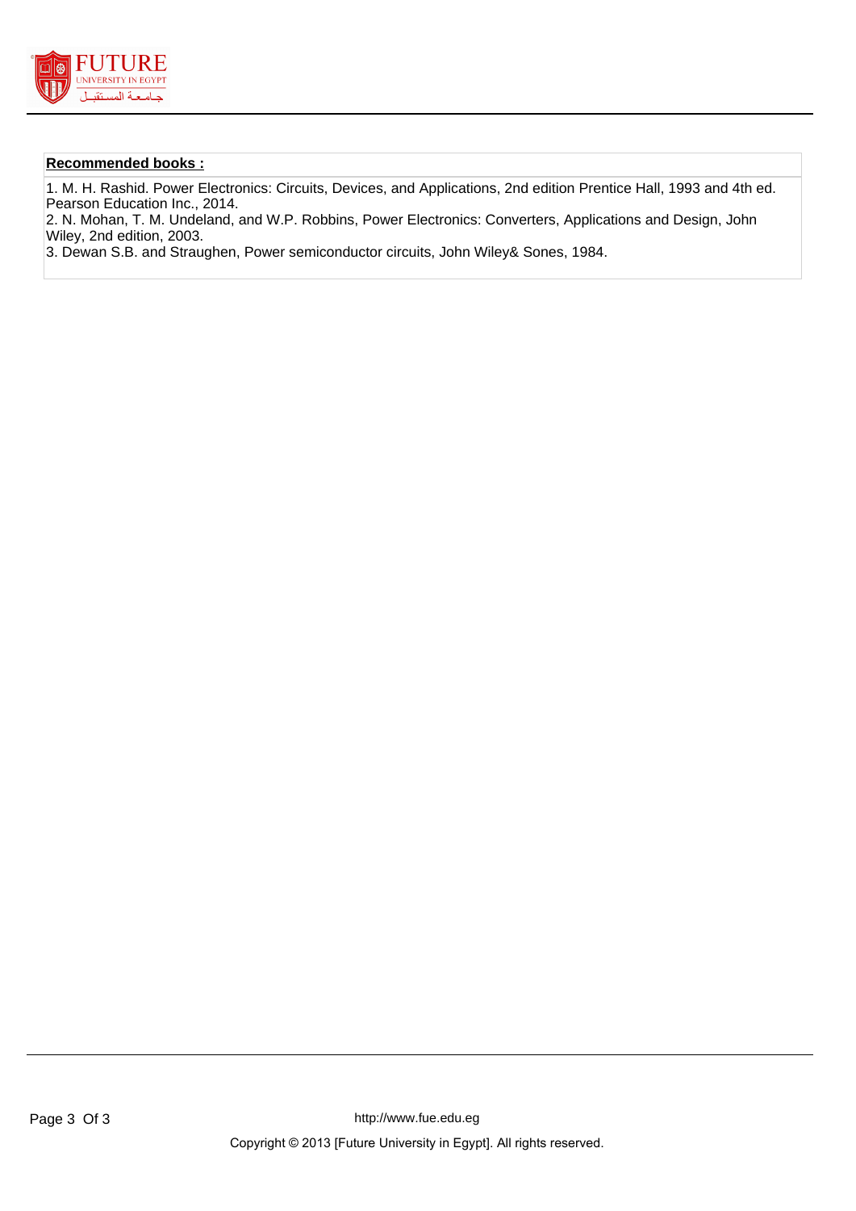**Recommended books :**

1. M. H. Rashid. Power Electronics: Circuits, Devices, and Applications, 2nd edition Prentice Hall, 1993 and 4th ed. Pearson Education Inc., 2014.
2. N. Mohan, T. M. Undeland, and W.P. Robbins, Power Electronics: Converters, Applications and Design, John Wiley, 2nd edition, 2003.
3. Dewan S.B. and Straughen, Power semiconductor circuits, John Wiley& Sones, 1984.